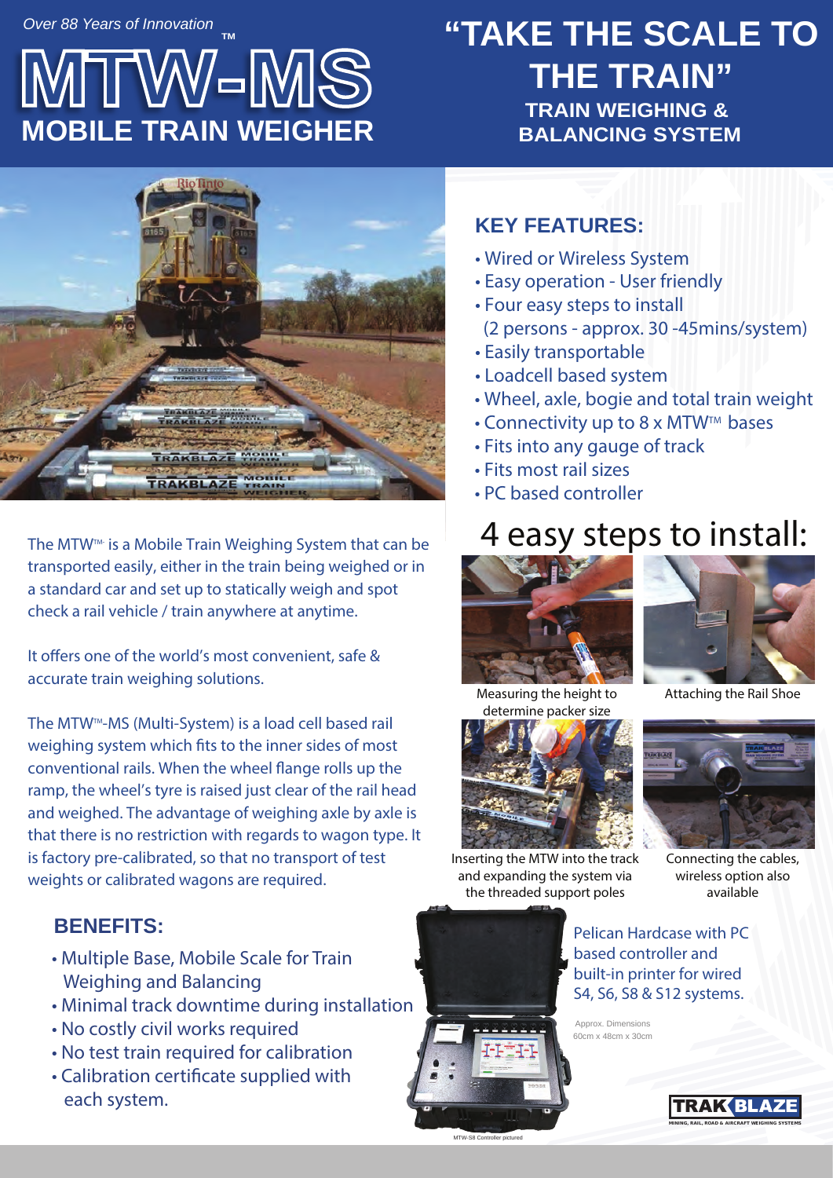*Over 88 Years of Innovation*

# MTW-MS™
## MOBILE TRAIN WEIGHER

# "TAKE THE SCALE TO THE TRAIN"
## TRAIN WEIGHING & BALANCING SYSTEM

The MTW™ is a Mobile Train Weighing System that can be transported easily, either in the train being weighed or in a standard car and set up to statically weigh and spot check a rail vehicle / train anywhere at anytime.

It offers one of the world's most convenient, safe & accurate train weighing solutions.

The MTW™-MS (Multi-System) is a load cell based rail weighing system which fits to the inner sides of most conventional rails. When the wheel flange rolls up the ramp, the wheel's tyre is raised just clear of the rail head and weighed. The advantage of weighing axle by axle is that there is no restriction with regards to wagon type. It is factory pre-calibrated, so that no transport of test weights or calibrated wagons are required.

### BENEFITS:

- Multiple Base, Mobile Scale for Train Weighing and Balancing
- Minimal track downtime during installation
- No costly civil works required
- No test train required for calibration
- Calibration certificate supplied with each system.

### KEY FEATURES:

- Wired or Wireless System
- Easy operation - User friendly
- Four easy steps to install (2 persons - approx. 30 -45mins/system)
- Easily transportable
- Loadcell based system
- Wheel, axle, bogie and total train weight
- Connectivity up to 8 x MTW™ bases
- Fits into any gauge of track
- Fits most rail sizes
- PC based controller

## 4 easy steps to install:

Measuring the height to determine packer size

Attaching the Rail Shoe

Inserting the MTW into the track and expanding the system via the threaded support poles

Connecting the cables, wireless option also available

Pelican Hardcase with PC based controller and built-in printer for wired S4, S6, S8 & S12 systems.

Approx. Dimensions 60cm x 48cm x 30cm

MTW-S8 Controller pictured

TRAKBLAZE – MINING, RAIL, ROAD & AIRCRAFT WEIGHING SYSTEMS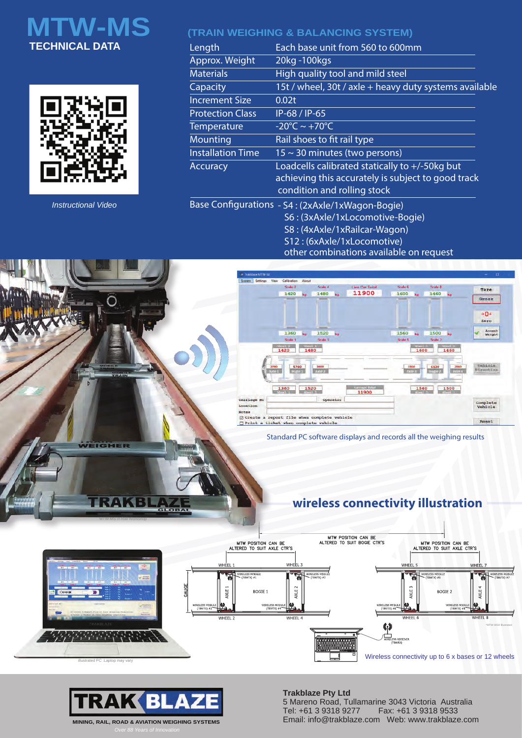# MTW-MS

## TECHNICAL DATA

### (TRAIN WEIGHING & BALANCING SYSTEM)

| | |
|---|---|
| Length | Each base unit from 560 to 600mm |
| Approx. Weight | 20kg -100kgs |
| Materials | High quality tool and mild steel |
| Capacity | 15t / wheel, 30t / axle + heavy duty systems available |
| Increment Size | 0.02t |
| Protection Class | IP-68 / IP-65 |
| Temperature | -20°C ~ +70°C |
| Mounting | Rail shoes to fit rail type |
| Installation Time | 15 ~ 30 minutes (two persons) |
| Accuracy | Loadcells calibrated statically to +/-50kg but achieving this accurately is subject to good track condition and rolling stock |

Instructional Video

Base Configurations
- S4 : (2xAxle/1xWagon-Bogie)
- S6 : (3xAxle/1xLocomotive-Bogie)
- S8 : (4xAxle/1xRailcar-Wagon)
- S12 : (6xAxle/1xLocomotive)
- other combinations available on request

MTW-MS in Rail Workshop

Standard PC software displays and records all the weighing results

## wireless connectivity illustration

illustrated PC :Laptop may vary

MTW POSITION CAN BE ALTERED TO SUIT AXLE CTR'S

MTW POSITION CAN BE ALTERED TO SUIT BOGIE CTR'S

MTW POSITION CAN BE ALTERED TO SUIT AXLE CTR'S

WHEEL 1, WHEEL 2, WHEEL 3, WHEEL 4, WHEEL 5, WHEEL 6, WHEEL 7, WHEEL 8

AXLE 1, AXLE 2, AXLE 3, AXLE 4

BOGIE 1, BOGIE 2

GAUGE

WIRELESS MODULE (TBWTX) #1, #2, #3, #4, #5, #6, #7, #8

WIRELESS RECEIVER (TBWRX)

*MTW-MS8 illustrated

Wireless connectivity up to 6 x bases or 12 wheels

**TRAKBLAZE**

MINING, RAIL, ROAD & AVIATION WEIGHING SYSTEMS

*Over 88 Years of Innovation*

**Trakblaze Pty Ltd**
5 Mareno Road, Tullamarine 3043 Victoria Australia
Tel: +61 3 9318 9277 Fax: +61 3 9318 9533
Email: info@trakblaze.com Web: www.trakblaze.com